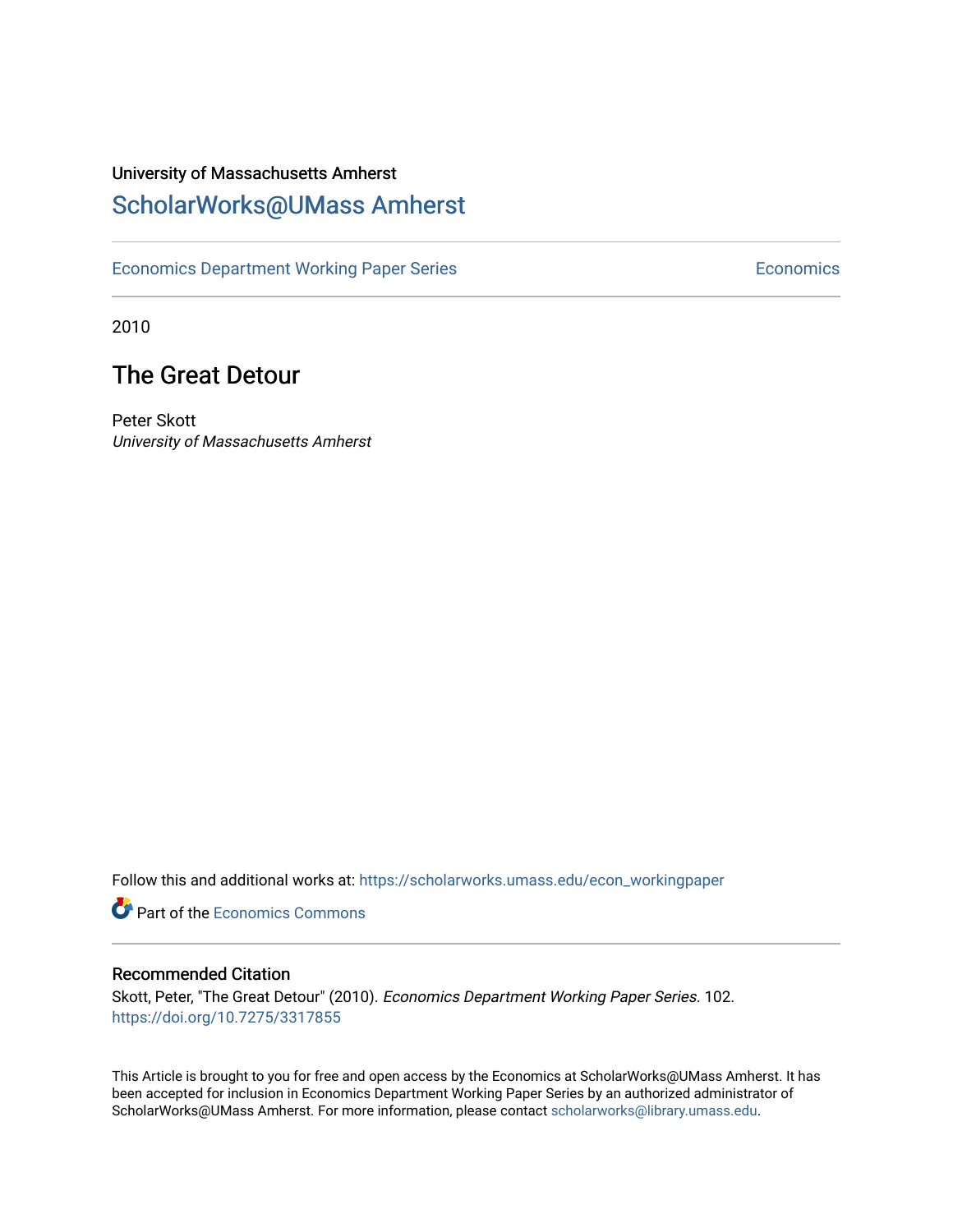University of Massachusetts Amherst

# ScholarWorks@UMass Amherst

Economics Department Working Paper Series | Economics

2010

## The Great Detour

Peter Skott
*University of Massachusetts Amherst*

Follow this and additional works at: https://scholarworks.umass.edu/econ_workingpaper

Part of the Economics Commons

### Recommended Citation

Skott, Peter, "The Great Detour" (2010). *Economics Department Working Paper Series*. 102.
https://doi.org/10.7275/3317855

This Article is brought to you for free and open access by the Economics at ScholarWorks@UMass Amherst. It has been accepted for inclusion in Economics Department Working Paper Series by an authorized administrator of ScholarWorks@UMass Amherst. For more information, please contact scholarworks@library.umass.edu.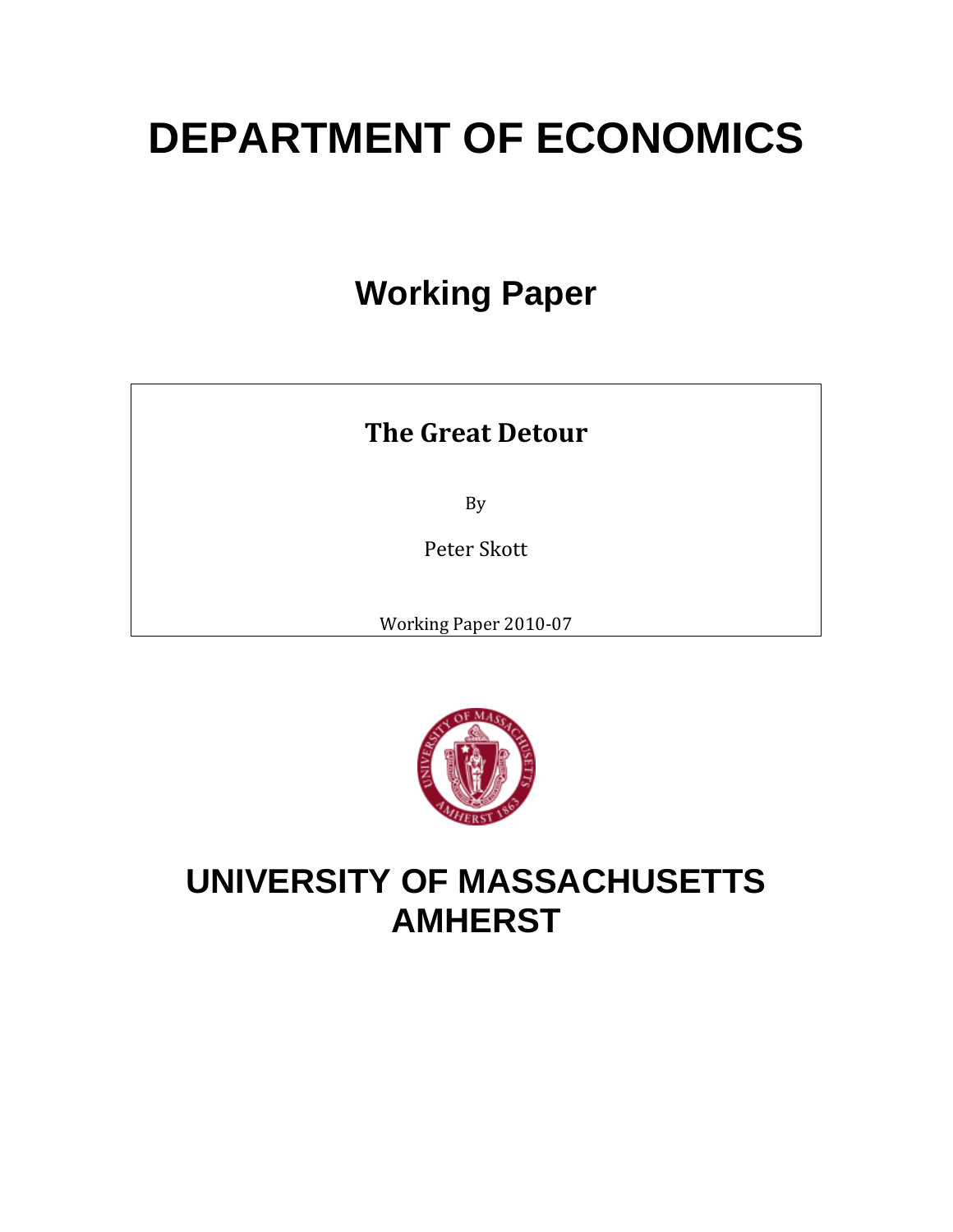# DEPARTMENT OF ECONOMICS

## Working Paper

**The Great Detour**

By

Peter Skott

Working Paper 2010-07

# UNIVERSITY OF MASSACHUSETTS AMHERST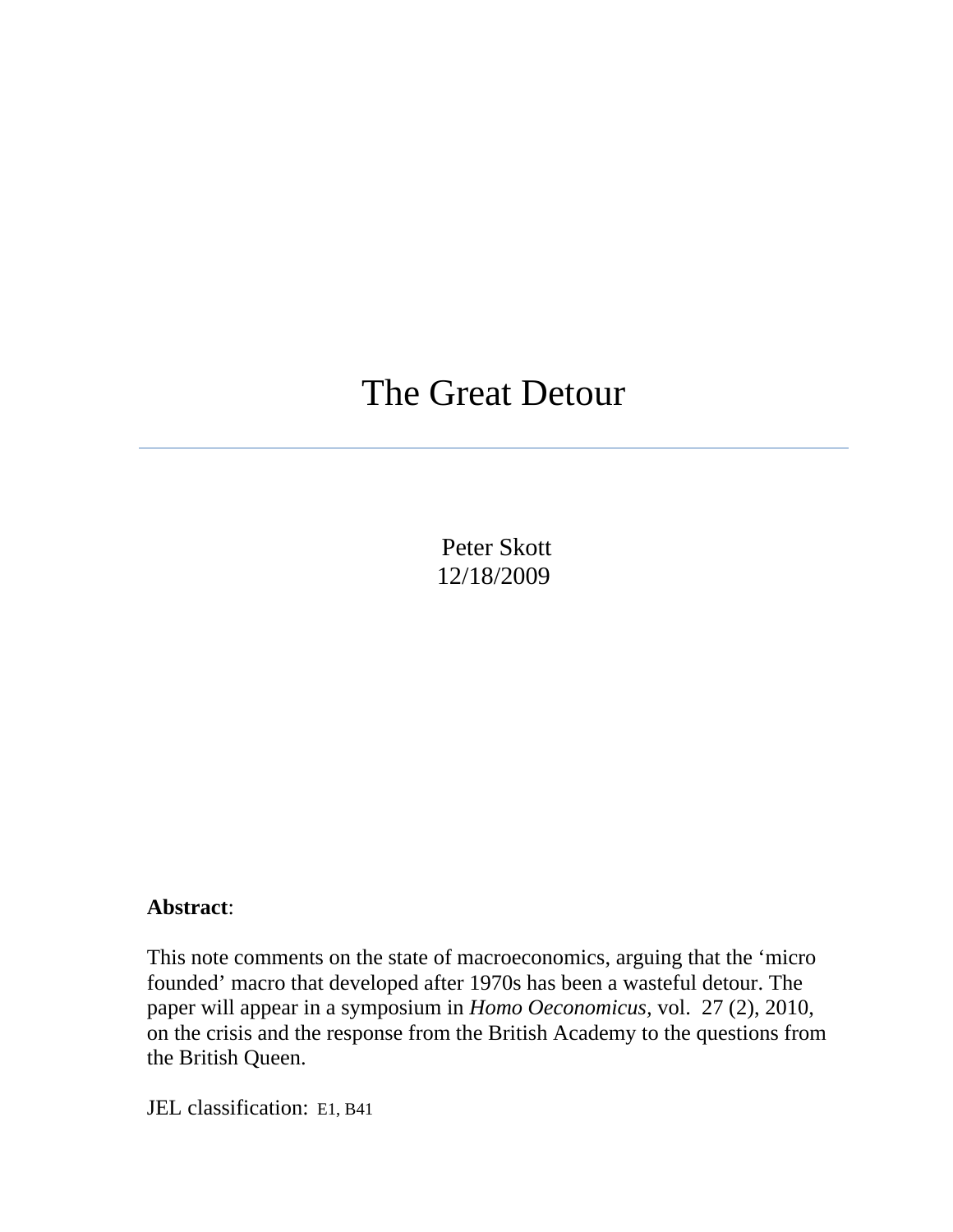# The Great Detour

---

Peter Skott
12/18/2009

**Abstract**:

This note comments on the state of macroeconomics, arguing that the 'micro founded' macro that developed after 1970s has been a wasteful detour. The paper will appear in a symposium in *Homo Oeconomicus*, vol. 27 (2), 2010, on the crisis and the response from the British Academy to the questions from the British Queen.

JEL classification: E1, B41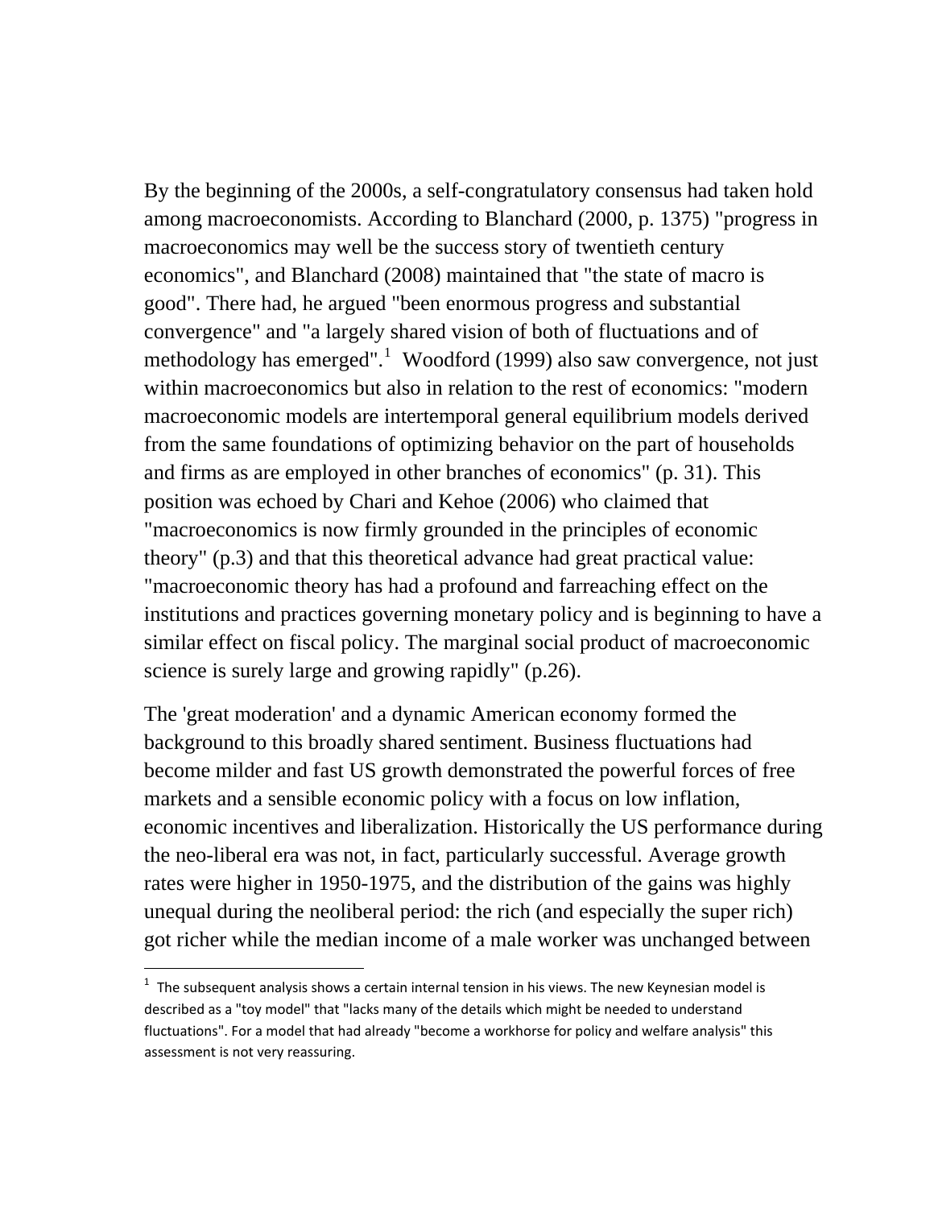By the beginning of the 2000s, a self-congratulatory consensus had taken hold among macroeconomists. According to Blanchard (2000, p. 1375) "progress in macroeconomics may well be the success story of twentieth century economics", and Blanchard (2008) maintained that "the state of macro is good". There had, he argued "been enormous progress and substantial convergence" and "a largely shared vision of both of fluctuations and of methodology has emerged".[1] Woodford (1999) also saw convergence, not just within macroeconomics but also in relation to the rest of economics: "modern macroeconomic models are intertemporal general equilibrium models derived from the same foundations of optimizing behavior on the part of households and firms as are employed in other branches of economics" (p. 31). This position was echoed by Chari and Kehoe (2006) who claimed that "macroeconomics is now firmly grounded in the principles of economic theory" (p.3) and that this theoretical advance had great practical value: "macroeconomic theory has had a profound and farreaching effect on the institutions and practices governing monetary policy and is beginning to have a similar effect on fiscal policy. The marginal social product of macroeconomic science is surely large and growing rapidly" (p.26).

The 'great moderation' and a dynamic American economy formed the background to this broadly shared sentiment. Business fluctuations had become milder and fast US growth demonstrated the powerful forces of free markets and a sensible economic policy with a focus on low inflation, economic incentives and liberalization. Historically the US performance during the neo-liberal era was not, in fact, particularly successful. Average growth rates were higher in 1950-1975, and the distribution of the gains was highly unequal during the neoliberal period: the rich (and especially the super rich) got richer while the median income of a male worker was unchanged between

[1] The subsequent analysis shows a certain internal tension in his views. The new Keynesian model is described as a "toy model" that "lacks many of the details which might be needed to understand fluctuations". For a model that had already "become a workhorse for policy and welfare analysis" this assessment is not very reassuring.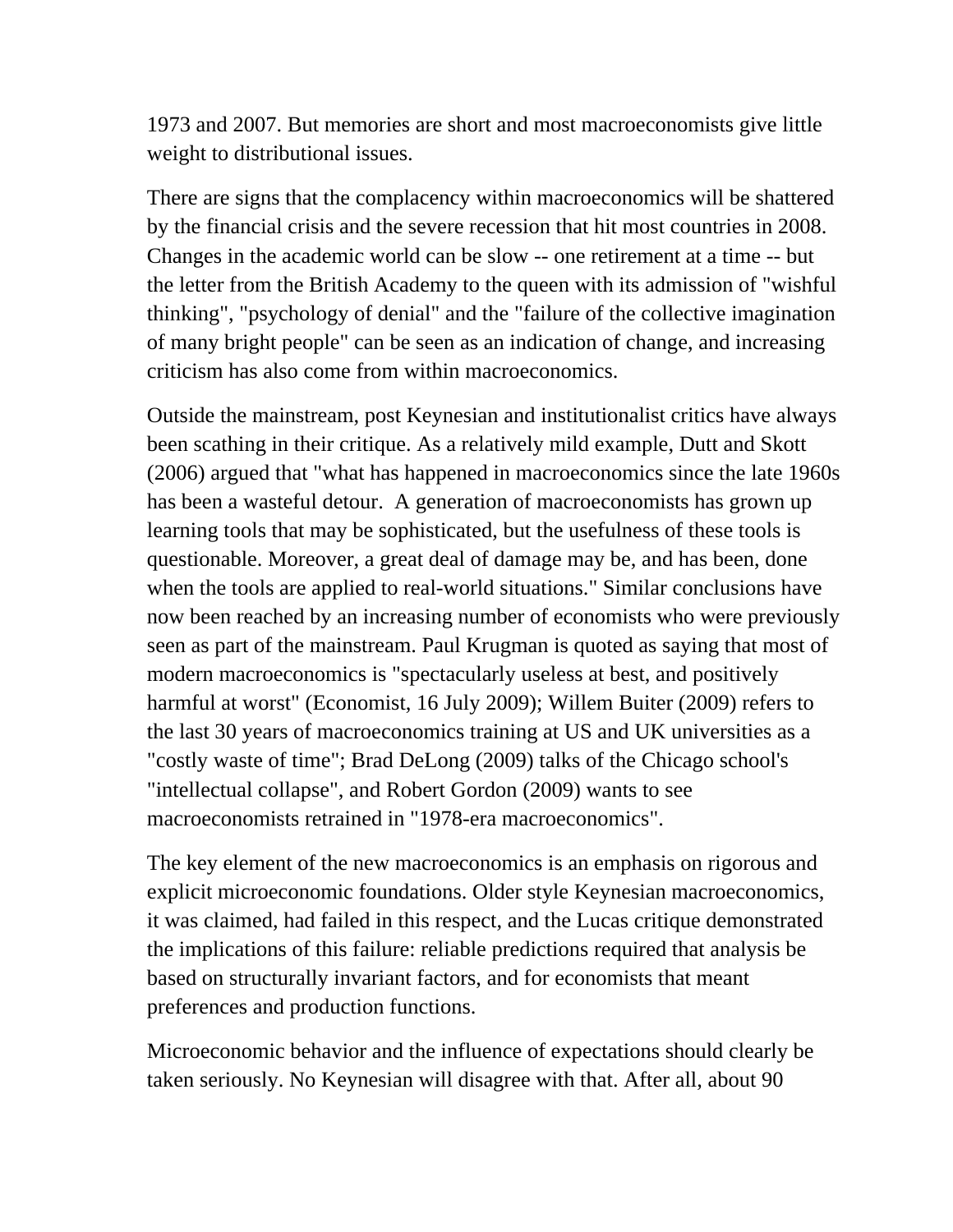1973 and 2007. But memories are short and most macroeconomists give little weight to distributional issues.

There are signs that the complacency within macroeconomics will be shattered by the financial crisis and the severe recession that hit most countries in 2008. Changes in the academic world can be slow -- one retirement at a time -- but the letter from the British Academy to the queen with its admission of "wishful thinking", "psychology of denial" and the "failure of the collective imagination of many bright people" can be seen as an indication of change, and increasing criticism has also come from within macroeconomics.

Outside the mainstream, post Keynesian and institutionalist critics have always been scathing in their critique. As a relatively mild example, Dutt and Skott (2006) argued that "what has happened in macroeconomics since the late 1960s has been a wasteful detour. A generation of macroeconomists has grown up learning tools that may be sophisticated, but the usefulness of these tools is questionable. Moreover, a great deal of damage may be, and has been, done when the tools are applied to real-world situations." Similar conclusions have now been reached by an increasing number of economists who were previously seen as part of the mainstream. Paul Krugman is quoted as saying that most of modern macroeconomics is "spectacularly useless at best, and positively harmful at worst" (Economist, 16 July 2009); Willem Buiter (2009) refers to the last 30 years of macroeconomics training at US and UK universities as a "costly waste of time"; Brad DeLong (2009) talks of the Chicago school's "intellectual collapse", and Robert Gordon (2009) wants to see macroeconomists retrained in "1978-era macroeconomics".

The key element of the new macroeconomics is an emphasis on rigorous and explicit microeconomic foundations. Older style Keynesian macroeconomics, it was claimed, had failed in this respect, and the Lucas critique demonstrated the implications of this failure: reliable predictions required that analysis be based on structurally invariant factors, and for economists that meant preferences and production functions.

Microeconomic behavior and the influence of expectations should clearly be taken seriously. No Keynesian will disagree with that. After all, about 90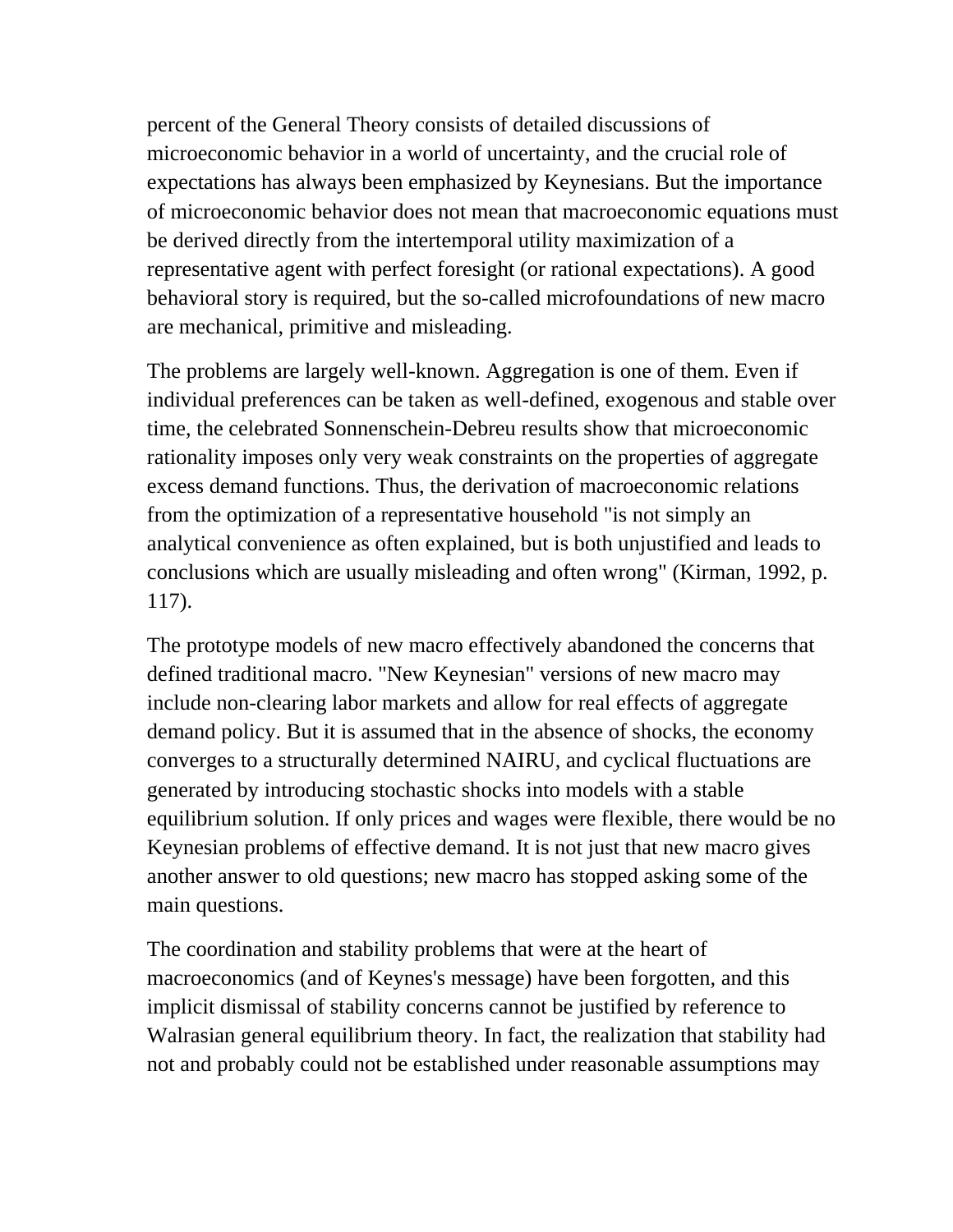percent of the General Theory consists of detailed discussions of microeconomic behavior in a world of uncertainty, and the crucial role of expectations has always been emphasized by Keynesians. But the importance of microeconomic behavior does not mean that macroeconomic equations must be derived directly from the intertemporal utility maximization of a representative agent with perfect foresight (or rational expectations). A good behavioral story is required, but the so-called microfoundations of new macro are mechanical, primitive and misleading.

The problems are largely well-known. Aggregation is one of them. Even if individual preferences can be taken as well-defined, exogenous and stable over time, the celebrated Sonnenschein-Debreu results show that microeconomic rationality imposes only very weak constraints on the properties of aggregate excess demand functions. Thus, the derivation of macroeconomic relations from the optimization of a representative household "is not simply an analytical convenience as often explained, but is both unjustified and leads to conclusions which are usually misleading and often wrong" (Kirman, 1992, p. 117).

The prototype models of new macro effectively abandoned the concerns that defined traditional macro. "New Keynesian" versions of new macro may include non-clearing labor markets and allow for real effects of aggregate demand policy. But it is assumed that in the absence of shocks, the economy converges to a structurally determined NAIRU, and cyclical fluctuations are generated by introducing stochastic shocks into models with a stable equilibrium solution. If only prices and wages were flexible, there would be no Keynesian problems of effective demand. It is not just that new macro gives another answer to old questions; new macro has stopped asking some of the main questions.

The coordination and stability problems that were at the heart of macroeconomics (and of Keynes's message) have been forgotten, and this implicit dismissal of stability concerns cannot be justified by reference to Walrasian general equilibrium theory. In fact, the realization that stability had not and probably could not be established under reasonable assumptions may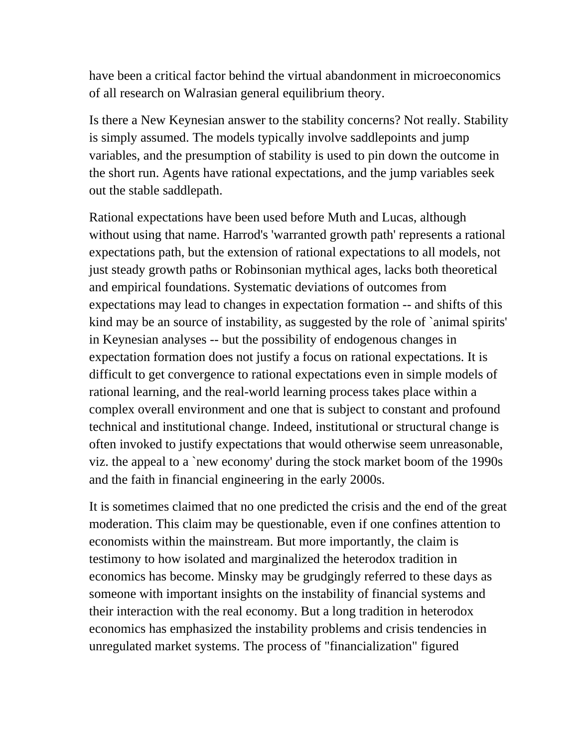have been a critical factor behind the virtual abandonment in microeconomics of all research on Walrasian general equilibrium theory.

Is there a New Keynesian answer to the stability concerns? Not really. Stability is simply assumed. The models typically involve saddlepoints and jump variables, and the presumption of stability is used to pin down the outcome in the short run. Agents have rational expectations, and the jump variables seek out the stable saddlepath.

Rational expectations have been used before Muth and Lucas, although without using that name. Harrod's 'warranted growth path' represents a rational expectations path, but the extension of rational expectations to all models, not just steady growth paths or Robinsonian mythical ages, lacks both theoretical and empirical foundations. Systematic deviations of outcomes from expectations may lead to changes in expectation formation -- and shifts of this kind may be an source of instability, as suggested by the role of `animal spirits' in Keynesian analyses -- but the possibility of endogenous changes in expectation formation does not justify a focus on rational expectations. It is difficult to get convergence to rational expectations even in simple models of rational learning, and the real-world learning process takes place within a complex overall environment and one that is subject to constant and profound technical and institutional change. Indeed, institutional or structural change is often invoked to justify expectations that would otherwise seem unreasonable, viz. the appeal to a `new economy' during the stock market boom of the 1990s and the faith in financial engineering in the early 2000s.

It is sometimes claimed that no one predicted the crisis and the end of the great moderation. This claim may be questionable, even if one confines attention to economists within the mainstream. But more importantly, the claim is testimony to how isolated and marginalized the heterodox tradition in economics has become. Minsky may be grudgingly referred to these days as someone with important insights on the instability of financial systems and their interaction with the real economy. But a long tradition in heterodox economics has emphasized the instability problems and crisis tendencies in unregulated market systems. The process of "financialization" figured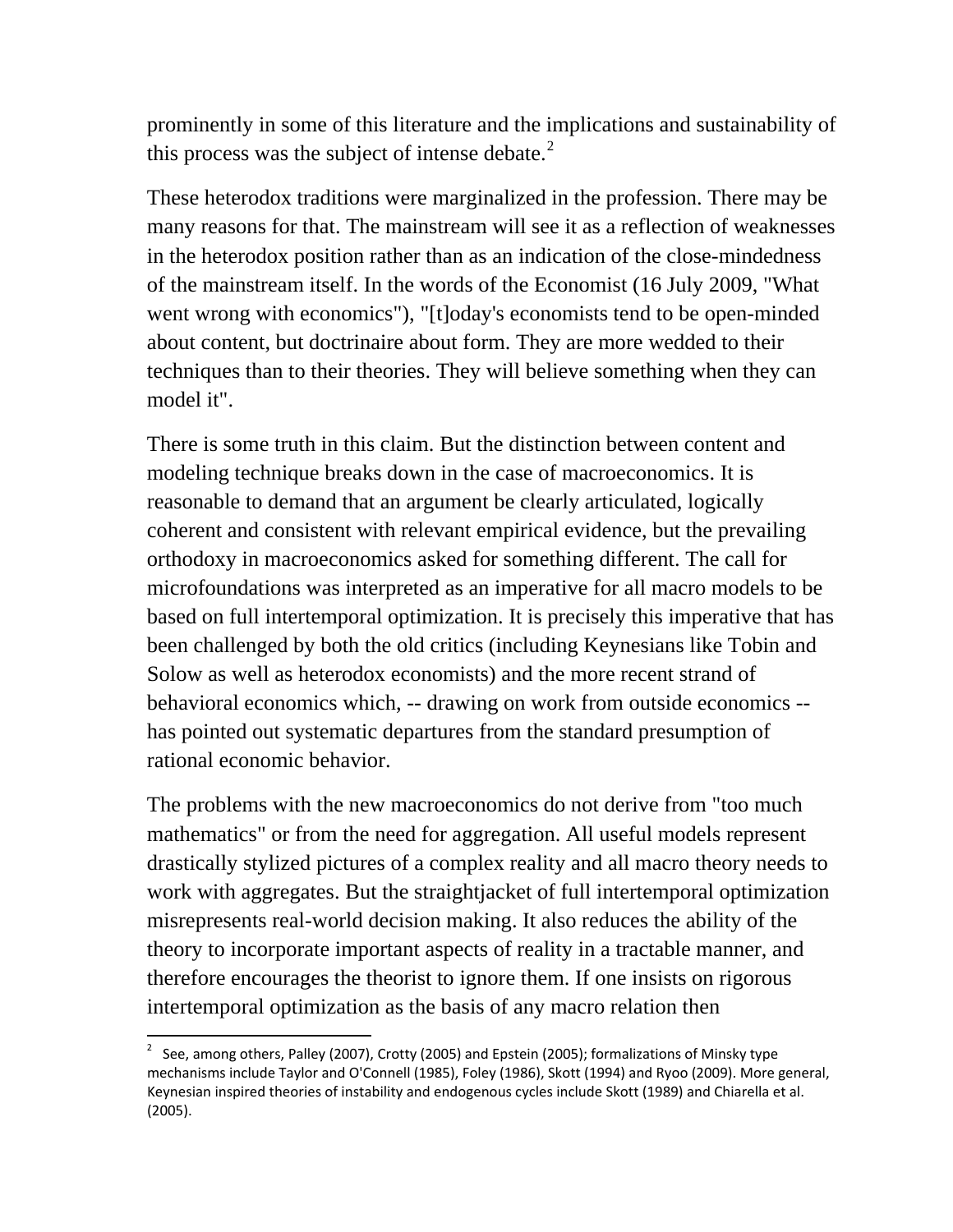prominently in some of this literature and the implications and sustainability of this process was the subject of intense debate.[2]

These heterodox traditions were marginalized in the profession. There may be many reasons for that. The mainstream will see it as a reflection of weaknesses in the heterodox position rather than as an indication of the close-mindedness of the mainstream itself. In the words of the Economist (16 July 2009, "What went wrong with economics"), "[t]oday's economists tend to be open-minded about content, but doctrinaire about form. They are more wedded to their techniques than to their theories. They will believe something when they can model it".

There is some truth in this claim. But the distinction between content and modeling technique breaks down in the case of macroeconomics. It is reasonable to demand that an argument be clearly articulated, logically coherent and consistent with relevant empirical evidence, but the prevailing orthodoxy in macroeconomics asked for something different. The call for microfoundations was interpreted as an imperative for all macro models to be based on full intertemporal optimization. It is precisely this imperative that has been challenged by both the old critics (including Keynesians like Tobin and Solow as well as heterodox economists) and the more recent strand of behavioral economics which, -- drawing on work from outside economics -- has pointed out systematic departures from the standard presumption of rational economic behavior.

The problems with the new macroeconomics do not derive from "too much mathematics" or from the need for aggregation. All useful models represent drastically stylized pictures of a complex reality and all macro theory needs to work with aggregates. But the straightjacket of full intertemporal optimization misrepresents real-world decision making. It also reduces the ability of the theory to incorporate important aspects of reality in a tractable manner, and therefore encourages the theorist to ignore them. If one insists on rigorous intertemporal optimization as the basis of any macro relation then

---

[2] See, among others, Palley (2007), Crotty (2005) and Epstein (2005); formalizations of Minsky type mechanisms include Taylor and O'Connell (1985), Foley (1986), Skott (1994) and Ryoo (2009). More general, Keynesian inspired theories of instability and endogenous cycles include Skott (1989) and Chiarella et al. (2005).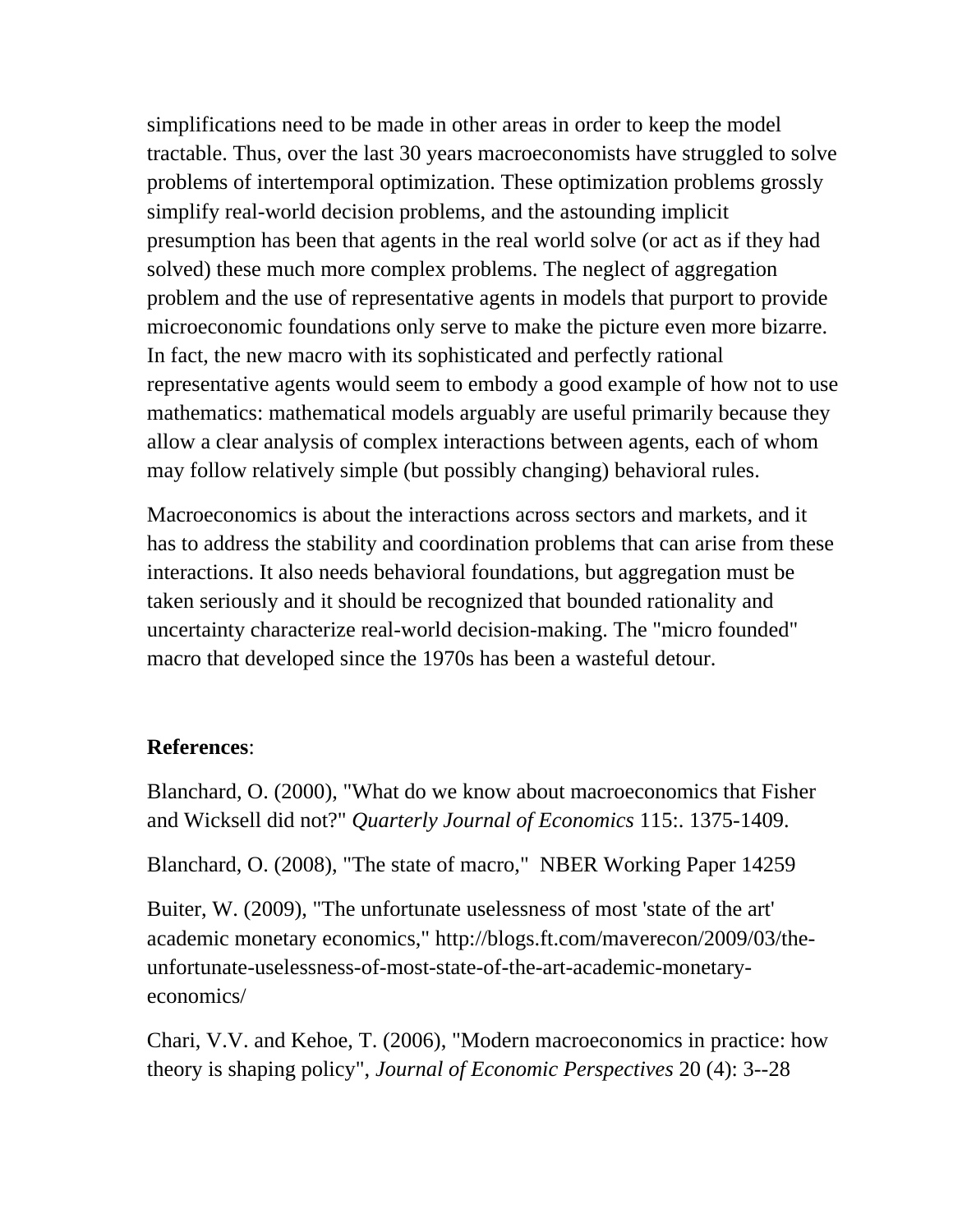simplifications need to be made in other areas in order to keep the model tractable. Thus, over the last 30 years macroeconomists have struggled to solve problems of intertemporal optimization. These optimization problems grossly simplify real-world decision problems, and the astounding implicit presumption has been that agents in the real world solve (or act as if they had solved) these much more complex problems. The neglect of aggregation problem and the use of representative agents in models that purport to provide microeconomic foundations only serve to make the picture even more bizarre. In fact, the new macro with its sophisticated and perfectly rational representative agents would seem to embody a good example of how not to use mathematics: mathematical models arguably are useful primarily because they allow a clear analysis of complex interactions between agents, each of whom may follow relatively simple (but possibly changing) behavioral rules.

Macroeconomics is about the interactions across sectors and markets, and it has to address the stability and coordination problems that can arise from these interactions. It also needs behavioral foundations, but aggregation must be taken seriously and it should be recognized that bounded rationality and uncertainty characterize real-world decision-making. The "micro founded" macro that developed since the 1970s has been a wasteful detour.

**References**:

Blanchard, O. (2000), "What do we know about macroeconomics that Fisher and Wicksell did not?" *Quarterly Journal of Economics* 115:. 1375-1409.

Blanchard, O. (2008), "The state of macro," NBER Working Paper 14259

Buiter, W. (2009), "The unfortunate uselessness of most 'state of the art' academic monetary economics," http://blogs.ft.com/maverecon/2009/03/the-unfortunate-uselessness-of-most-state-of-the-art-academic-monetary-economics/

Chari, V.V. and Kehoe, T. (2006), "Modern macroeconomics in practice: how theory is shaping policy", *Journal of Economic Perspectives* 20 (4): 3--28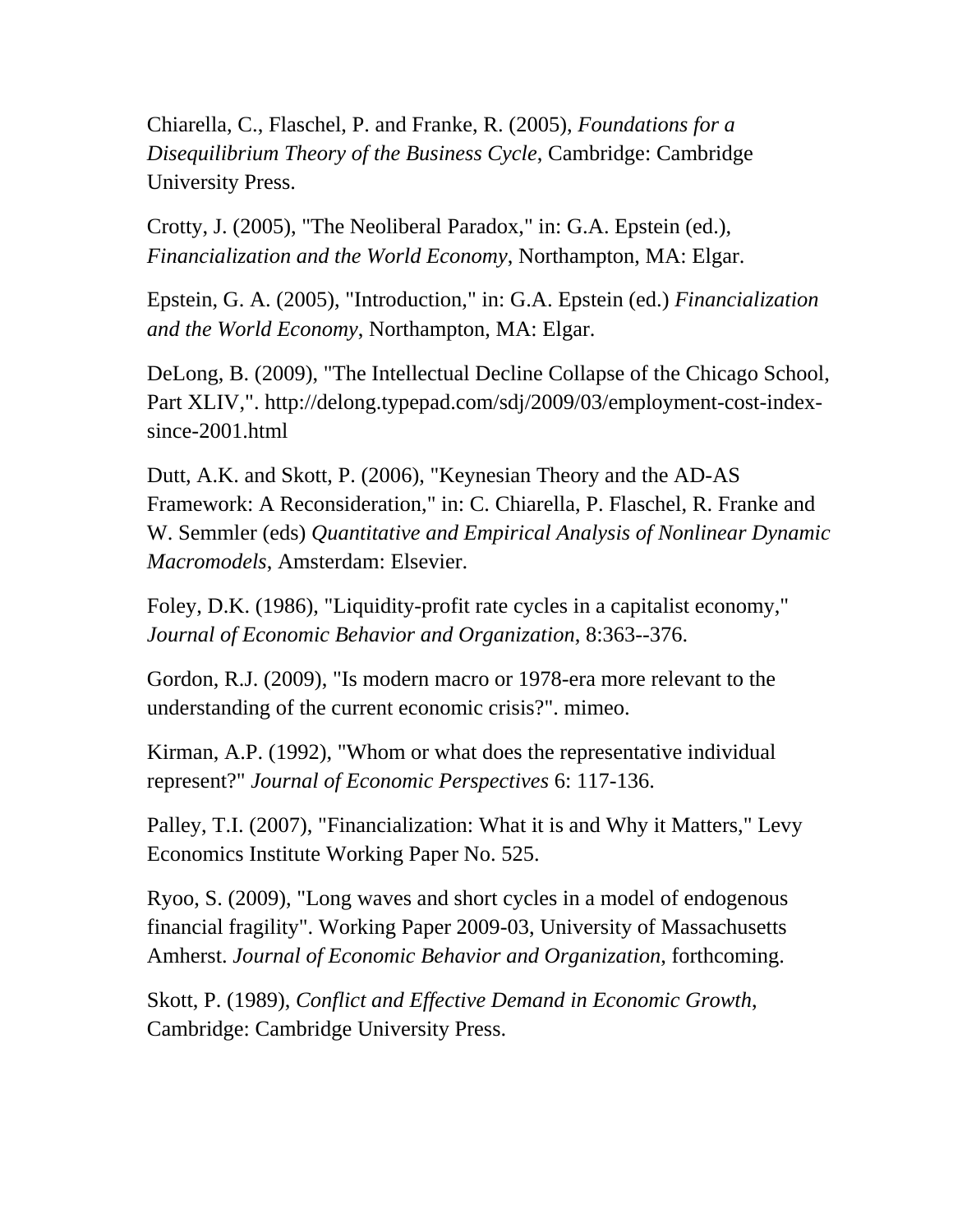Chiarella, C., Flaschel, P. and Franke, R. (2005), *Foundations for a Disequilibrium Theory of the Business Cycle*, Cambridge: Cambridge University Press.

Crotty, J. (2005), "The Neoliberal Paradox," in: G.A. Epstein (ed.), *Financialization and the World Economy*, Northampton, MA: Elgar.

Epstein, G. A. (2005), "Introduction," in: G.A. Epstein (ed.) *Financialization and the World Economy*, Northampton, MA: Elgar.

DeLong, B. (2009), "The Intellectual Decline Collapse of the Chicago School, Part XLIV,". http://delong.typepad.com/sdj/2009/03/employment-cost-index-since-2001.html

Dutt, A.K. and Skott, P. (2006), "Keynesian Theory and the AD-AS Framework: A Reconsideration," in: C. Chiarella, P. Flaschel, R. Franke and W. Semmler (eds) *Quantitative and Empirical Analysis of Nonlinear Dynamic Macromodels*, Amsterdam: Elsevier.

Foley, D.K. (1986), "Liquidity-profit rate cycles in a capitalist economy," *Journal of Economic Behavior and Organization*, 8:363--376.

Gordon, R.J. (2009), "Is modern macro or 1978-era more relevant to the understanding of the current economic crisis?". mimeo.

Kirman, A.P. (1992), "Whom or what does the representative individual represent?" *Journal of Economic Perspectives* 6: 117-136.

Palley, T.I. (2007), "Financialization: What it is and Why it Matters," Levy Economics Institute Working Paper No. 525.

Ryoo, S. (2009), "Long waves and short cycles in a model of endogenous financial fragility". Working Paper 2009-03, University of Massachusetts Amherst. *Journal of Economic Behavior and Organization*, forthcoming.

Skott, P. (1989), *Conflict and Effective Demand in Economic Growth*, Cambridge: Cambridge University Press.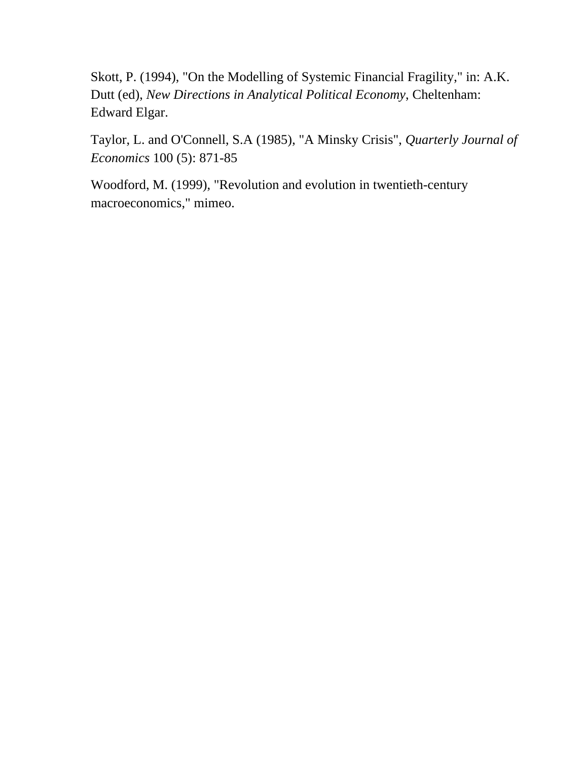Skott, P. (1994), "On the Modelling of Systemic Financial Fragility," in: A.K. Dutt (ed), *New Directions in Analytical Political Economy*, Cheltenham: Edward Elgar.

Taylor, L. and O'Connell, S.A (1985), "A Minsky Crisis", *Quarterly Journal of Economics* 100 (5): 871-85

Woodford, M. (1999), "Revolution and evolution in twentieth-century macroeconomics," mimeo.